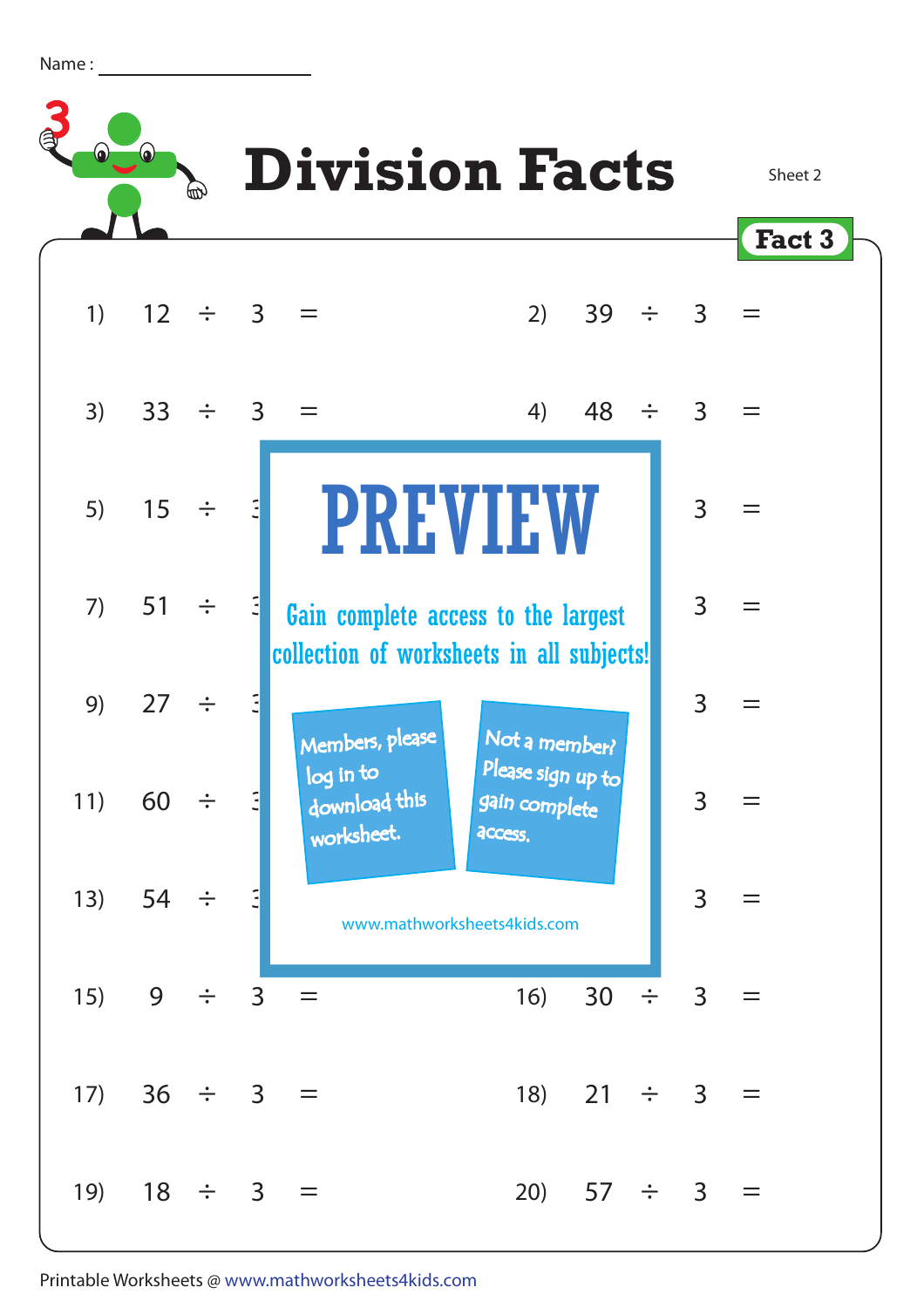Name : ____________________

# Division Facts

Sheet 2

**Fact 3**

1) 12 ÷ 3 =

2) 39 ÷ 3 =

3) 33 ÷ 3 =

4) 48 ÷ 3 =

5) 15 ÷ 3

3 =

7) 51 ÷ 3

3 =

9) 27 ÷ 3

3 =

11) 60 ÷ 3

3 =

13) 54 ÷ 3

3 =

**PREVIEW**

Gain complete access to the largest collection of worksheets in all subjects!

Members, please log in to download this worksheet.

Not a member? Please sign up to gain complete access.

www.mathworksheets4kids.com

15) 9 ÷ 3 =

16) 30 ÷ 3 =

17) 36 ÷ 3 =

18) 21 ÷ 3 =

19) 18 ÷ 3 =

20) 57 ÷ 3 =

Printable Worksheets @ www.mathworksheets4kids.com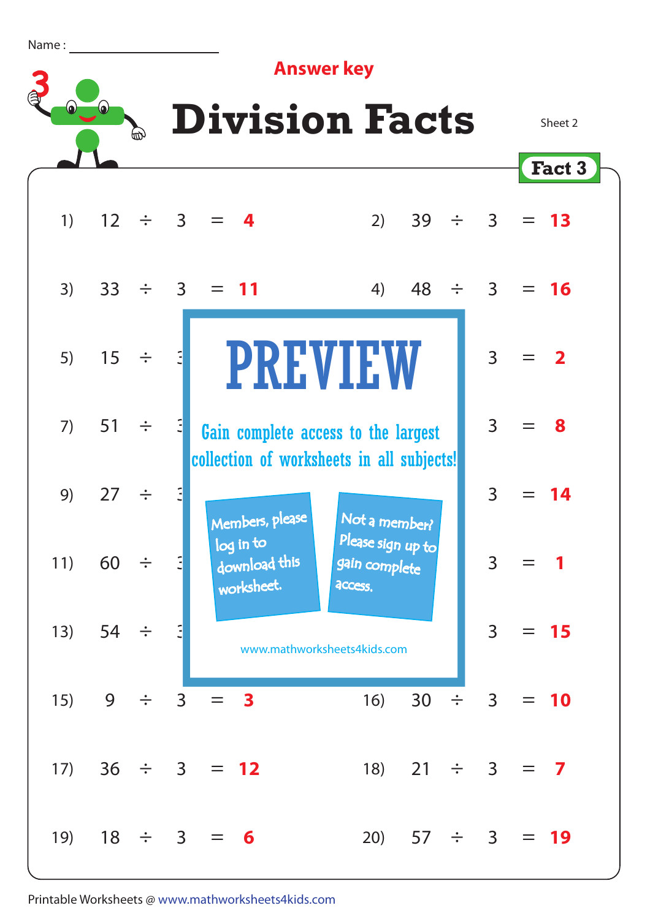Name : ____________________

**Answer key**

# Division Facts

Sheet 2

**Fact 3**

1) $12 \div 3 = 4$

2) $39 \div 3 = 13$

3) $33 \div 3 = 11$

4) $48 \div 3 = 16$

5) $15 \div$ 3

6) 3 $= 2$

7) $51 \div$ 3

8) 3 $= 8$

9) $27 \div$ 3

10) 3 $= 14$

11) $60 \div$ 3

12) 3 $= 1$

13) $54 \div$ 3

14) 3 $= 15$

15) $9 \div 3 = 3$

16) $30 \div 3 = 10$

17) $36 \div 3 = 12$

18) $21 \div 3 = 7$

19) $18 \div 3 = 6$

20) $57 \div 3 = 19$

**PREVIEW**

Gain complete access to the largest collection of worksheets in all subjects!

Members, please log in to download this worksheet.

Not a member? Please sign up to gain complete access.

www.mathworksheets4kids.com

Printable Worksheets @ www.mathworksheets4kids.com